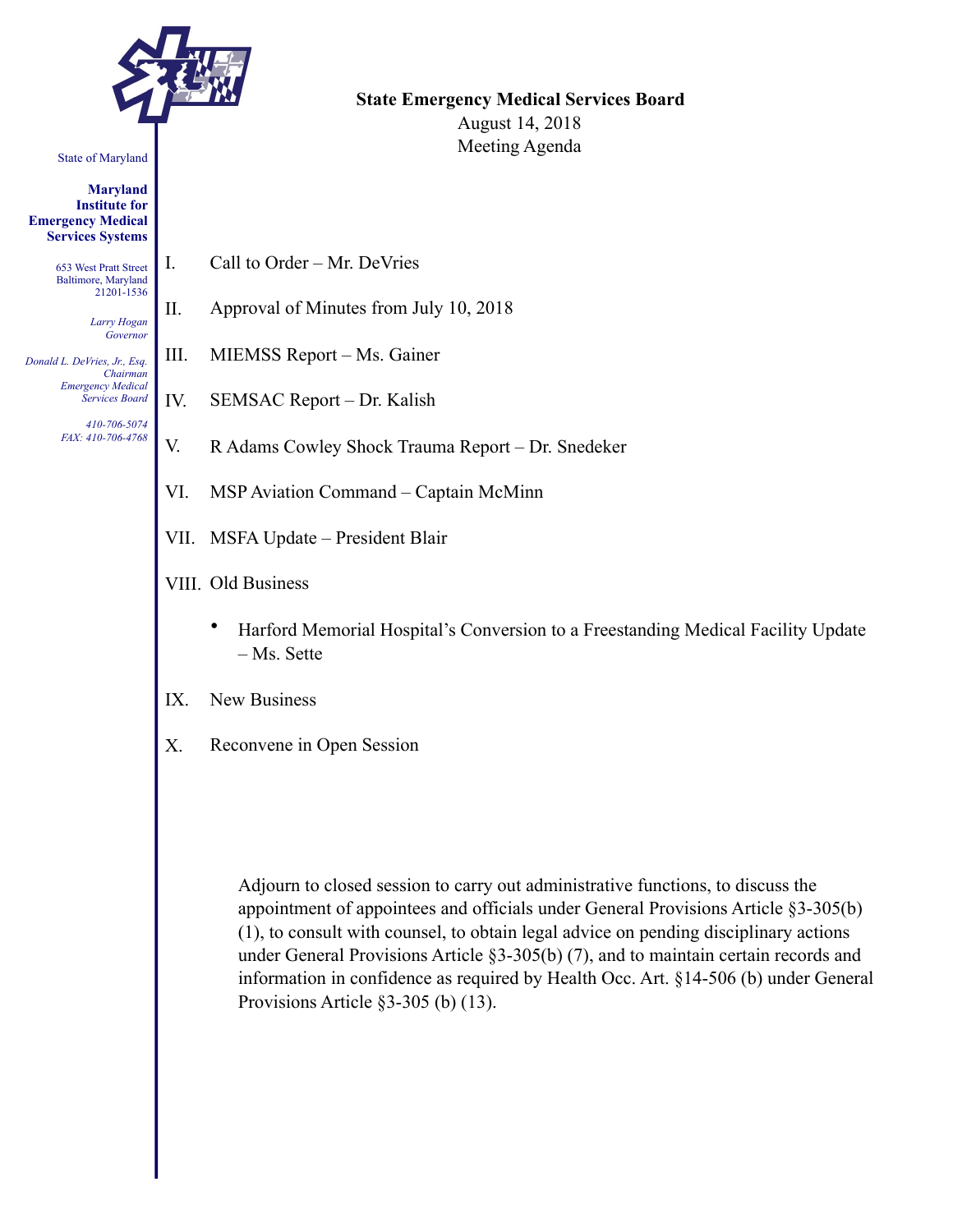State of Maryland

**Maryland Institute for Emergency Medical Services Systems**

653 West Pratt Street
Baltimore, Maryland
21201-1536

*Larry Hogan*
*Governor*

*Donald L. DeVries, Jr., Esq.*
*Chairman*
*Emergency Medical Services Board*

*410-706-5074*
*FAX: 410-706-4768*

**State Emergency Medical Services Board**
August 14, 2018
Meeting Agenda

I. Call to Order – Mr. DeVries

II. Approval of Minutes from July 10, 2018

III. MIEMSS Report – Ms. Gainer

IV. SEMSAC Report – Dr. Kalish

V. R Adams Cowley Shock Trauma Report – Dr. Snedeker

VI. MSP Aviation Command – Captain McMinn

VII. MSFA Update – President Blair

VIII. Old Business

- Harford Memorial Hospital's Conversion to a Freestanding Medical Facility Update – Ms. Sette

IX. New Business

X. Reconvene in Open Session

Adjourn to closed session to carry out administrative functions, to discuss the appointment of appointees and officials under General Provisions Article §3-305(b)(1), to consult with counsel, to obtain legal advice on pending disciplinary actions under General Provisions Article §3-305(b) (7), and to maintain certain records and information in confidence as required by Health Occ. Art. §14-506 (b) under General Provisions Article §3-305 (b) (13).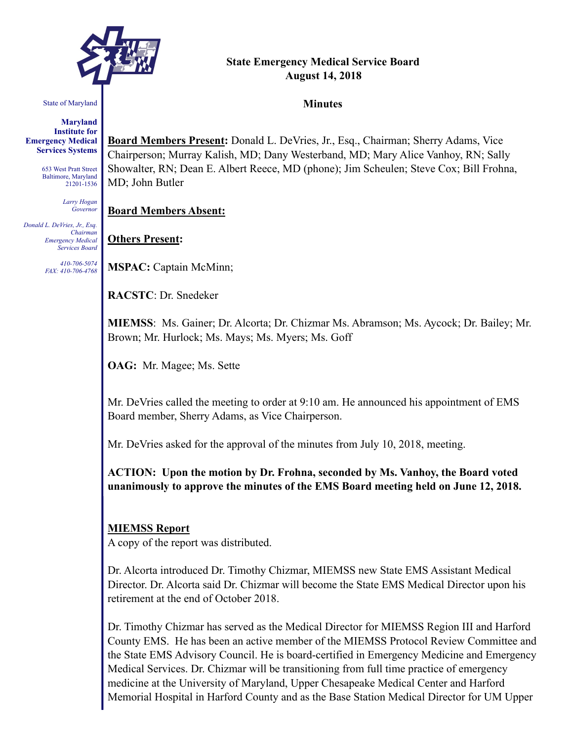State of Maryland

**Maryland Institute for Emergency Medical Services Systems**

653 West Pratt Street
Baltimore, Maryland
21201-1536

*Larry Hogan*
*Governor*

*Donald L. DeVries, Jr., Esq.*
*Chairman*
*Emergency Medical Services Board*

*410-706-5074*
*FAX: 410-706-4768*

**State Emergency Medical Service Board**
**August 14, 2018**

**Minutes**

**<u>Board Members Present</u>:** Donald L. DeVries, Jr., Esq., Chairman; Sherry Adams, Vice Chairperson; Murray Kalish, MD; Dany Westerband, MD; Mary Alice Vanhoy, RN; Sally Showalter, RN; Dean E. Albert Reece, MD (phone); Jim Scheulen; Steve Cox; Bill Frohna, MD; John Butler

**<u>Board Members Absent:</u>**

**<u>Others Present</u>:**

**MSPAC:** Captain McMinn;

**RACSTC**: Dr. Snedeker

**MIEMSS**: Ms. Gainer; Dr. Alcorta; Dr. Chizmar Ms. Abramson; Ms. Aycock; Dr. Bailey; Mr. Brown; Mr. Hurlock; Ms. Mays; Ms. Myers; Ms. Goff

**OAG:** Mr. Magee; Ms. Sette

Mr. DeVries called the meeting to order at 9:10 am. He announced his appointment of EMS Board member, Sherry Adams, as Vice Chairperson.

Mr. DeVries asked for the approval of the minutes from July 10, 2018, meeting.

**ACTION: Upon the motion by Dr. Frohna, seconded by Ms. Vanhoy, the Board voted unanimously to approve the minutes of the EMS Board meeting held on June 12, 2018.**

**<u>MIEMSS Report</u>**
A copy of the report was distributed.

Dr. Alcorta introduced Dr. Timothy Chizmar, MIEMSS new State EMS Assistant Medical Director. Dr. Alcorta said Dr. Chizmar will become the State EMS Medical Director upon his retirement at the end of October 2018.

Dr. Timothy Chizmar has served as the Medical Director for MIEMSS Region III and Harford County EMS. He has been an active member of the MIEMSS Protocol Review Committee and the State EMS Advisory Council. He is board-certified in Emergency Medicine and Emergency Medical Services. Dr. Chizmar will be transitioning from full time practice of emergency medicine at the University of Maryland, Upper Chesapeake Medical Center and Harford Memorial Hospital in Harford County and as the Base Station Medical Director for UM Upper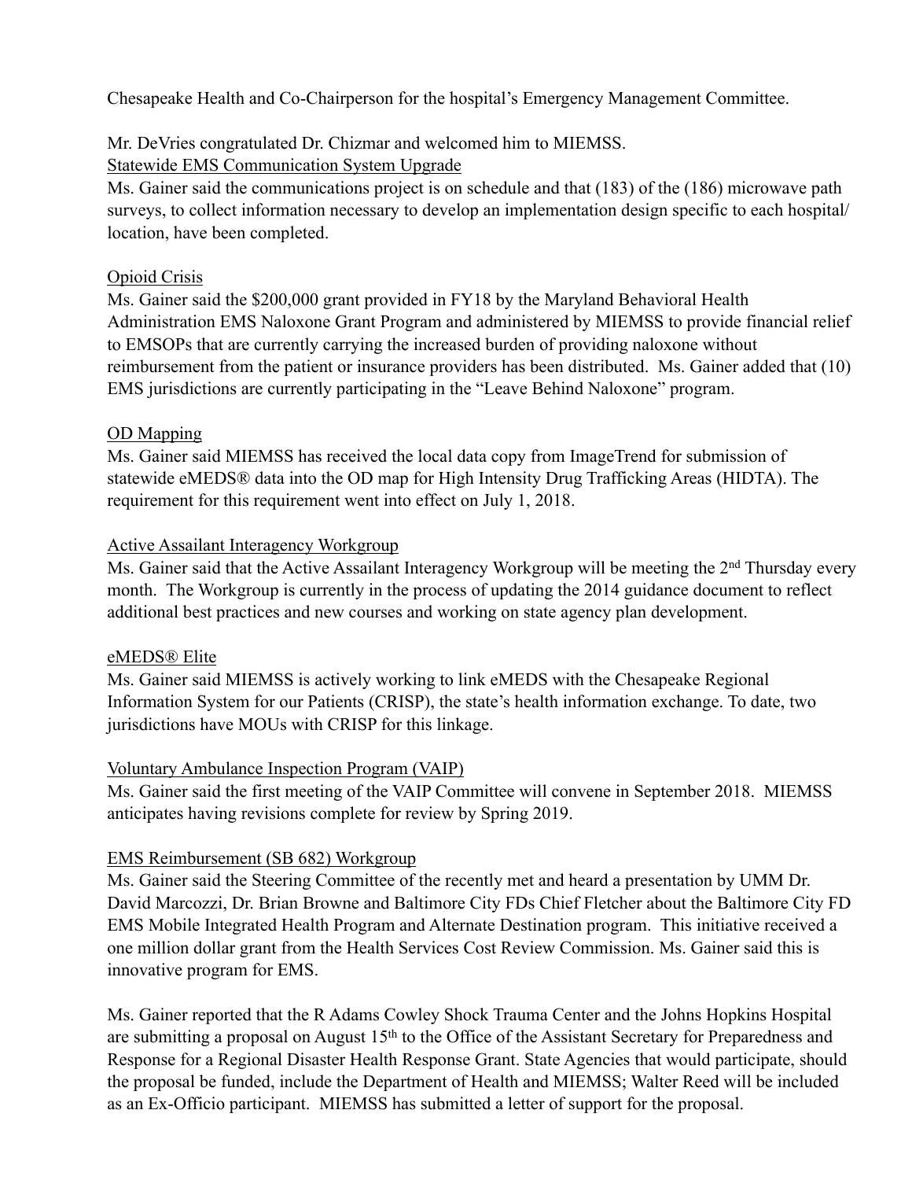Chesapeake Health and Co-Chairperson for the hospital's Emergency Management Committee.

Mr. DeVries congratulated Dr. Chizmar and welcomed him to MIEMSS.

Statewide EMS Communication System Upgrade

Ms. Gainer said the communications project is on schedule and that (183) of the (186) microwave path surveys, to collect information necessary to develop an implementation design specific to each hospital/ location, have been completed.

Opioid Crisis

Ms. Gainer said the $200,000 grant provided in FY18 by the Maryland Behavioral Health Administration EMS Naloxone Grant Program and administered by MIEMSS to provide financial relief to EMSOPs that are currently carrying the increased burden of providing naloxone without reimbursement from the patient or insurance providers has been distributed. Ms. Gainer added that (10) EMS jurisdictions are currently participating in the "Leave Behind Naloxone" program.

OD Mapping

Ms. Gainer said MIEMSS has received the local data copy from ImageTrend for submission of statewide eMEDS® data into the OD map for High Intensity Drug Trafficking Areas (HIDTA). The requirement for this requirement went into effect on July 1, 2018.

Active Assailant Interagency Workgroup

Ms. Gainer said that the Active Assailant Interagency Workgroup will be meeting the 2nd Thursday every month. The Workgroup is currently in the process of updating the 2014 guidance document to reflect additional best practices and new courses and working on state agency plan development.

eMEDS® Elite

Ms. Gainer said MIEMSS is actively working to link eMEDS with the Chesapeake Regional Information System for our Patients (CRISP), the state's health information exchange. To date, two jurisdictions have MOUs with CRISP for this linkage.

Voluntary Ambulance Inspection Program (VAIP)

Ms. Gainer said the first meeting of the VAIP Committee will convene in September 2018. MIEMSS anticipates having revisions complete for review by Spring 2019.

EMS Reimbursement (SB 682) Workgroup

Ms. Gainer said the Steering Committee of the recently met and heard a presentation by UMM Dr. David Marcozzi, Dr. Brian Browne and Baltimore City FDs Chief Fletcher about the Baltimore City FD EMS Mobile Integrated Health Program and Alternate Destination program. This initiative received a one million dollar grant from the Health Services Cost Review Commission. Ms. Gainer said this is innovative program for EMS.

Ms. Gainer reported that the R Adams Cowley Shock Trauma Center and the Johns Hopkins Hospital are submitting a proposal on August 15th to the Office of the Assistant Secretary for Preparedness and Response for a Regional Disaster Health Response Grant. State Agencies that would participate, should the proposal be funded, include the Department of Health and MIEMSS; Walter Reed will be included as an Ex-Officio participant. MIEMSS has submitted a letter of support for the proposal.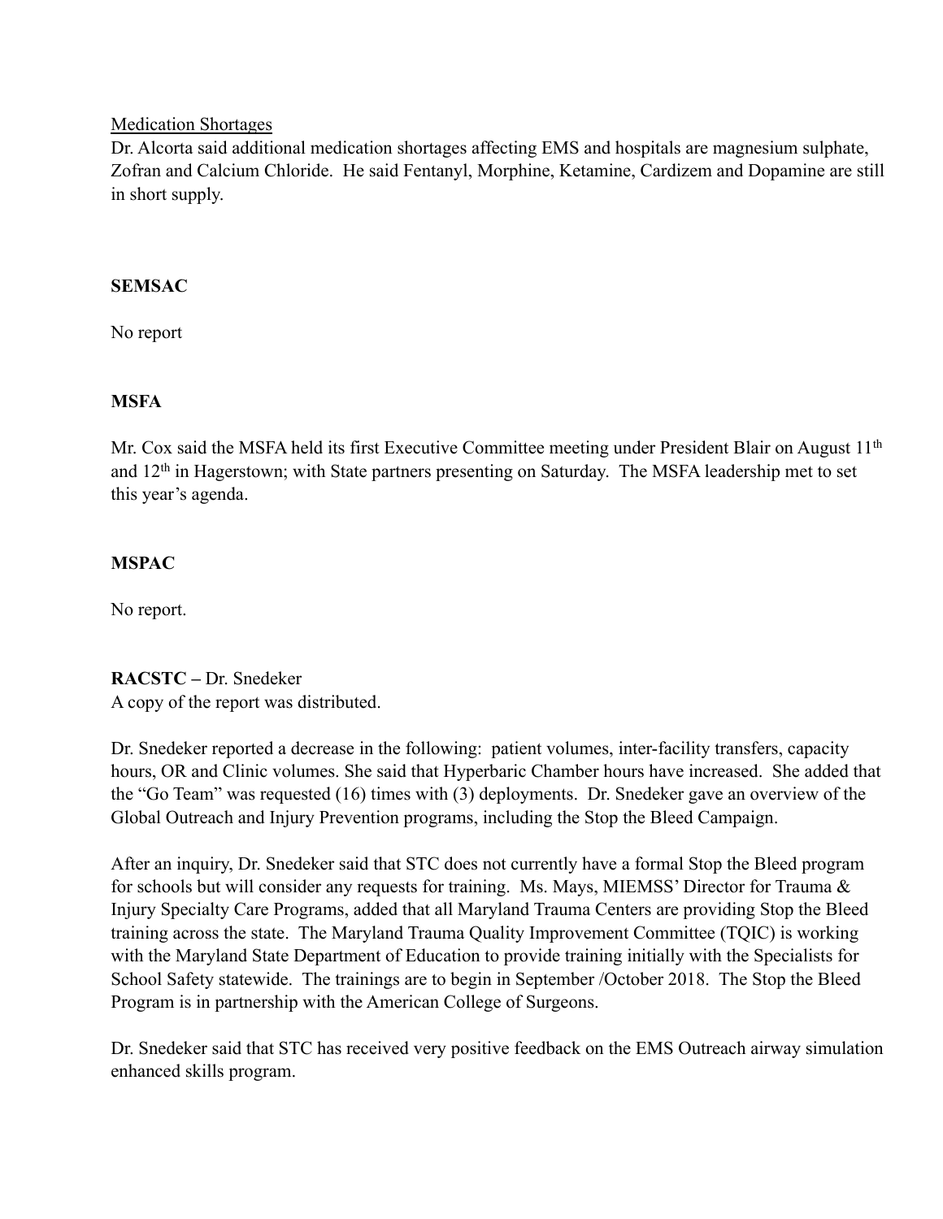Medication Shortages

Dr. Alcorta said additional medication shortages affecting EMS and hospitals are magnesium sulphate, Zofran and Calcium Chloride. He said Fentanyl, Morphine, Ketamine, Cardizem and Dopamine are still in short supply.

**SEMSAC**

No report

**MSFA**

Mr. Cox said the MSFA held its first Executive Committee meeting under President Blair on August 11th and 12th in Hagerstown; with State partners presenting on Saturday. The MSFA leadership met to set this year's agenda.

**MSPAC**

No report.

**RACSTC –** Dr. Snedeker

A copy of the report was distributed.

Dr. Snedeker reported a decrease in the following: patient volumes, inter-facility transfers, capacity hours, OR and Clinic volumes. She said that Hyperbaric Chamber hours have increased. She added that the "Go Team" was requested (16) times with (3) deployments. Dr. Snedeker gave an overview of the Global Outreach and Injury Prevention programs, including the Stop the Bleed Campaign.

After an inquiry, Dr. Snedeker said that STC does not currently have a formal Stop the Bleed program for schools but will consider any requests for training. Ms. Mays, MIEMSS' Director for Trauma & Injury Specialty Care Programs, added that all Maryland Trauma Centers are providing Stop the Bleed training across the state. The Maryland Trauma Quality Improvement Committee (TQIC) is working with the Maryland State Department of Education to provide training initially with the Specialists for School Safety statewide. The trainings are to begin in September /October 2018. The Stop the Bleed Program is in partnership with the American College of Surgeons.

Dr. Snedeker said that STC has received very positive feedback on the EMS Outreach airway simulation enhanced skills program.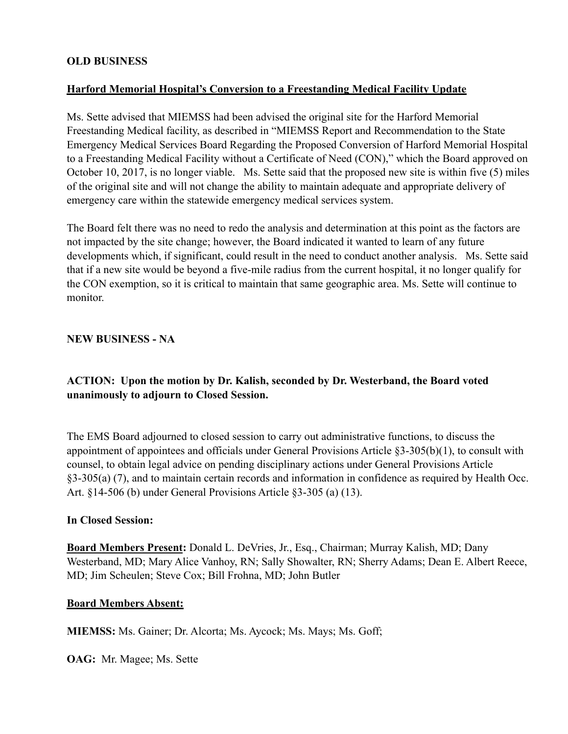**OLD BUSINESS**

**Harford Memorial Hospital's Conversion to a Freestanding Medical Facility Update**

Ms. Sette advised that MIEMSS had been advised the original site for the Harford Memorial Freestanding Medical facility, as described in "MIEMSS Report and Recommendation to the State Emergency Medical Services Board Regarding the Proposed Conversion of Harford Memorial Hospital to a Freestanding Medical Facility without a Certificate of Need (CON)," which the Board approved on October 10, 2017, is no longer viable. Ms. Sette said that the proposed new site is within five (5) miles of the original site and will not change the ability to maintain adequate and appropriate delivery of emergency care within the statewide emergency medical services system.

The Board felt there was no need to redo the analysis and determination at this point as the factors are not impacted by the site change; however, the Board indicated it wanted to learn of any future developments which, if significant, could result in the need to conduct another analysis. Ms. Sette said that if a new site would be beyond a five-mile radius from the current hospital, it no longer qualify for the CON exemption, so it is critical to maintain that same geographic area. Ms. Sette will continue to monitor.

**NEW BUSINESS - NA**

**ACTION: Upon the motion by Dr. Kalish, seconded by Dr. Westerband, the Board voted unanimously to adjourn to Closed Session.**

The EMS Board adjourned to closed session to carry out administrative functions, to discuss the appointment of appointees and officials under General Provisions Article §3-305(b)(1), to consult with counsel, to obtain legal advice on pending disciplinary actions under General Provisions Article §3-305(a) (7), and to maintain certain records and information in confidence as required by Health Occ. Art. §14-506 (b) under General Provisions Article §3-305 (a) (13).

**In Closed Session:**

**Board Members Present:** Donald L. DeVries, Jr., Esq., Chairman; Murray Kalish, MD; Dany Westerband, MD; Mary Alice Vanhoy, RN; Sally Showalter, RN; Sherry Adams; Dean E. Albert Reece, MD; Jim Scheulen; Steve Cox; Bill Frohna, MD; John Butler

**Board Members Absent:**

**MIEMSS:** Ms. Gainer; Dr. Alcorta; Ms. Aycock; Ms. Mays; Ms. Goff;

**OAG:** Mr. Magee; Ms. Sette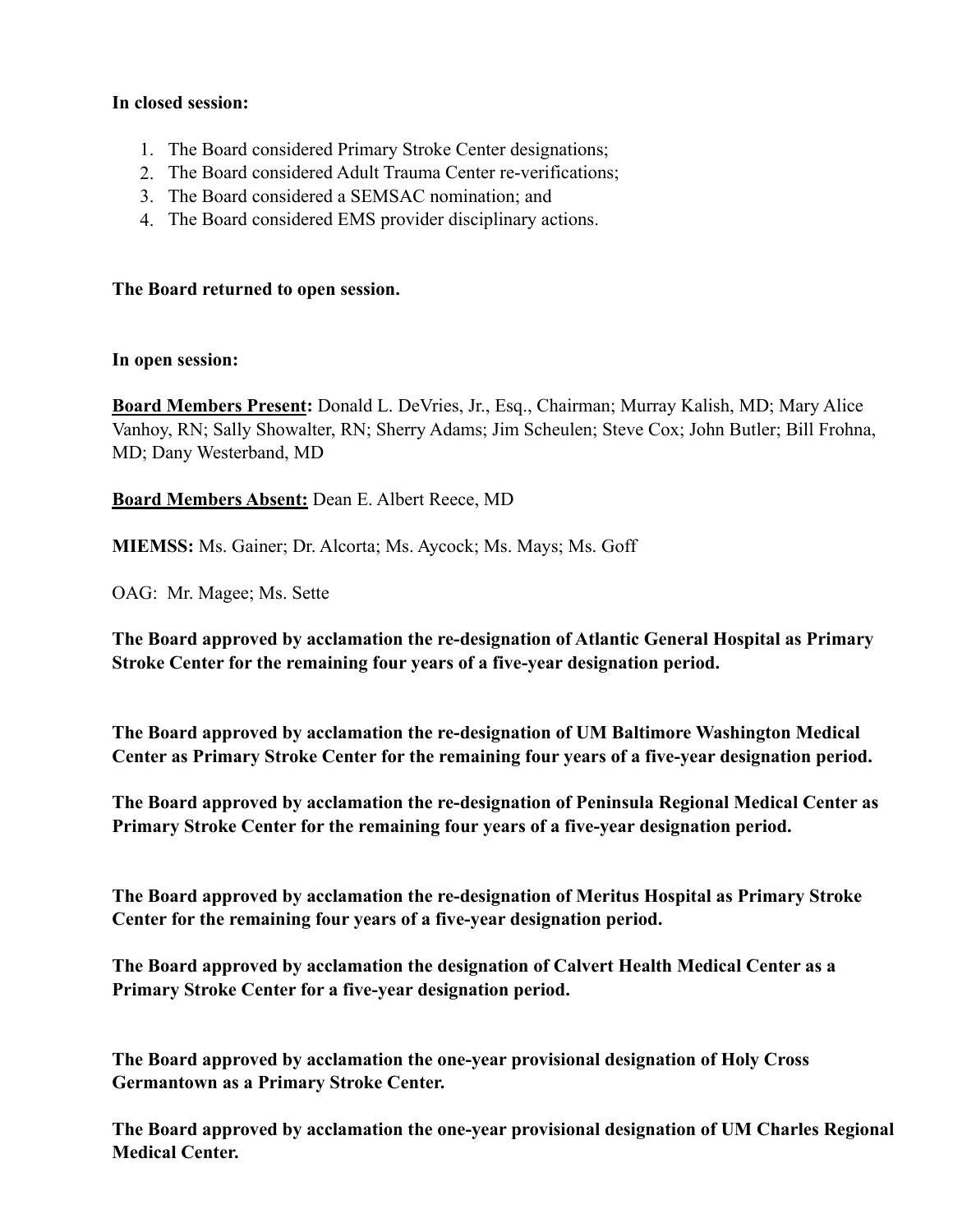**In closed session:**

1. The Board considered Primary Stroke Center designations;
2. The Board considered Adult Trauma Center re-verifications;
3. The Board considered a SEMSAC nomination; and
4. The Board considered EMS provider disciplinary actions.

**The Board returned to open session.**

**In open session:**

**Board Members Present:** Donald L. DeVries, Jr., Esq., Chairman; Murray Kalish, MD; Mary Alice Vanhoy, RN; Sally Showalter, RN; Sherry Adams; Jim Scheulen; Steve Cox; John Butler; Bill Frohna, MD; Dany Westerband, MD

**Board Members Absent:** Dean E. Albert Reece, MD

**MIEMSS:** Ms. Gainer; Dr. Alcorta; Ms. Aycock; Ms. Mays; Ms. Goff

OAG: Mr. Magee; Ms. Sette

**The Board approved by acclamation the re-designation of Atlantic General Hospital as Primary Stroke Center for the remaining four years of a five-year designation period.**

**The Board approved by acclamation the re-designation of UM Baltimore Washington Medical Center as Primary Stroke Center for the remaining four years of a five-year designation period.**

**The Board approved by acclamation the re-designation of Peninsula Regional Medical Center as Primary Stroke Center for the remaining four years of a five-year designation period.**

**The Board approved by acclamation the re-designation of Meritus Hospital as Primary Stroke Center for the remaining four years of a five-year designation period.**

**The Board approved by acclamation the designation of Calvert Health Medical Center as a Primary Stroke Center for a five-year designation period.**

**The Board approved by acclamation the one-year provisional designation of Holy Cross Germantown as a Primary Stroke Center.**

**The Board approved by acclamation the one-year provisional designation of UM Charles Regional Medical Center.**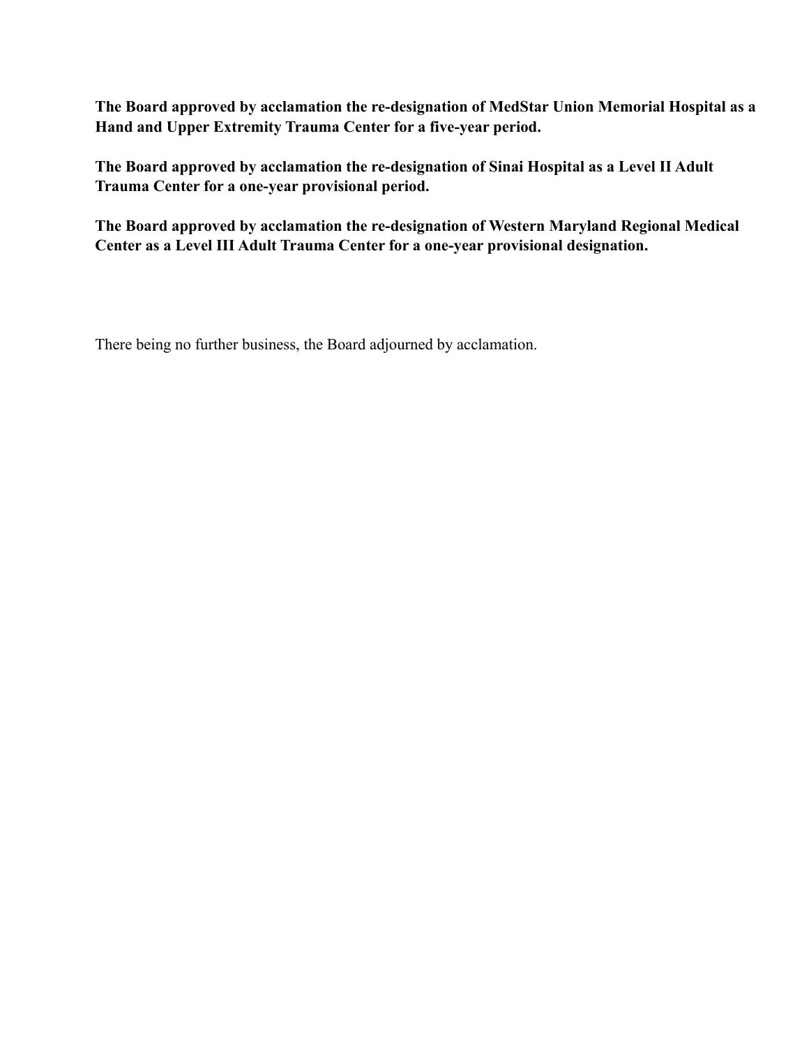**The Board approved by acclamation the re-designation of MedStar Union Memorial Hospital as a Hand and Upper Extremity Trauma Center for a five-year period.**

**The Board approved by acclamation the re-designation of Sinai Hospital as a Level II Adult Trauma Center for a one-year provisional period.**

**The Board approved by acclamation the re-designation of Western Maryland Regional Medical Center as a Level III Adult Trauma Center for a one-year provisional designation.**

There being no further business, the Board adjourned by acclamation.